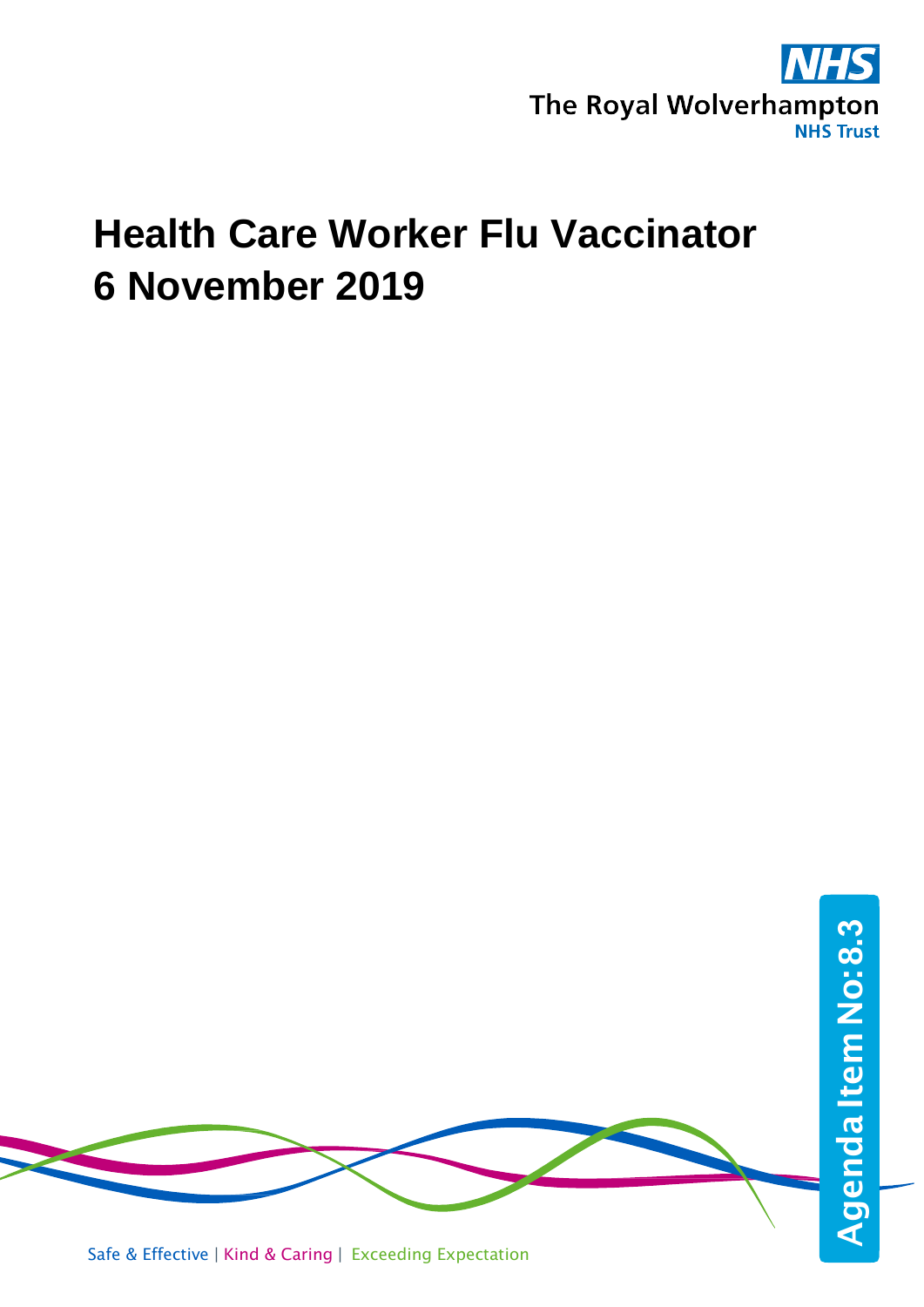The Royal Wolverhampton NHS Trust

# Health Care Worker Flu Vaccinator
# 6 November 2019

Agenda Item No: 8.3

Safe & Effective | Kind & Caring | Exceeding Expectation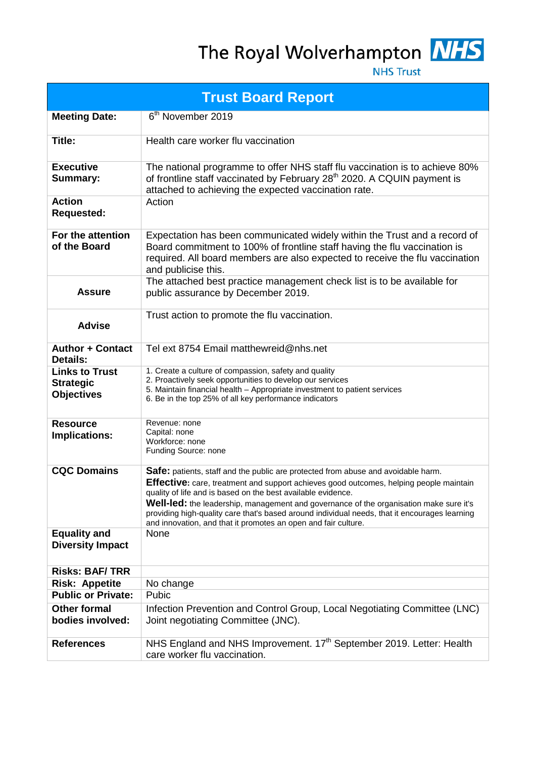The Royal Wolverhampton **NHS**

NHS Trust

| Trust Board Report | |
|---|---|
| **Meeting Date:** | 6th November 2019 |
| **Title:** | Health care worker flu vaccination |
| **Executive Summary:** | The national programme to offer NHS staff flu vaccination is to achieve 80% of frontline staff vaccinated by February 28th 2020. A CQUIN payment is attached to achieving the expected vaccination rate. |
| **Action Requested:** | Action |
| **For the attention of the Board** | Expectation has been communicated widely within the Trust and a record of Board commitment to 100% of frontline staff having the flu vaccination is required. All board members are also expected to receive the flu vaccination and publicise this. |
| **Assure** | The attached best practice management check list is to be available for public assurance by December 2019. |
| **Advise** | Trust action to promote the flu vaccination. |
| **Author + Contact Details:** | Tel ext 8754 Email matthewreid@nhs.net |
| **Links to Trust Strategic Objectives** | 1. Create a culture of compassion, safety and quality<br>2. Proactively seek opportunities to develop our services<br>5. Maintain financial health – Appropriate investment to patient services<br>6. Be in the top 25% of all key performance indicators |
| **Resource Implications:** | Revenue: none<br>Capital: none<br>Workforce: none<br>Funding Source: none |
| **CQC Domains** | **Safe:** patients, staff and the public are protected from abuse and avoidable harm.<br>**Effective:** care, treatment and support achieves good outcomes, helping people maintain quality of life and is based on the best available evidence.<br>**Well-led:** the leadership, management and governance of the organisation make sure it's providing high-quality care that's based around individual needs, that it encourages learning and innovation, and that it promotes an open and fair culture. |
| **Equality and Diversity Impact** | None |
| **Risks: BAF/ TRR** | |
| **Risk: Appetite** | No change |
| **Public or Private:** | Pubic |
| **Other formal bodies involved:** | Infection Prevention and Control Group, Local Negotiating Committee (LNC) Joint negotiating Committee (JNC). |
| **References** | NHS England and NHS Improvement. 17th September 2019. Letter: Health care worker flu vaccination. |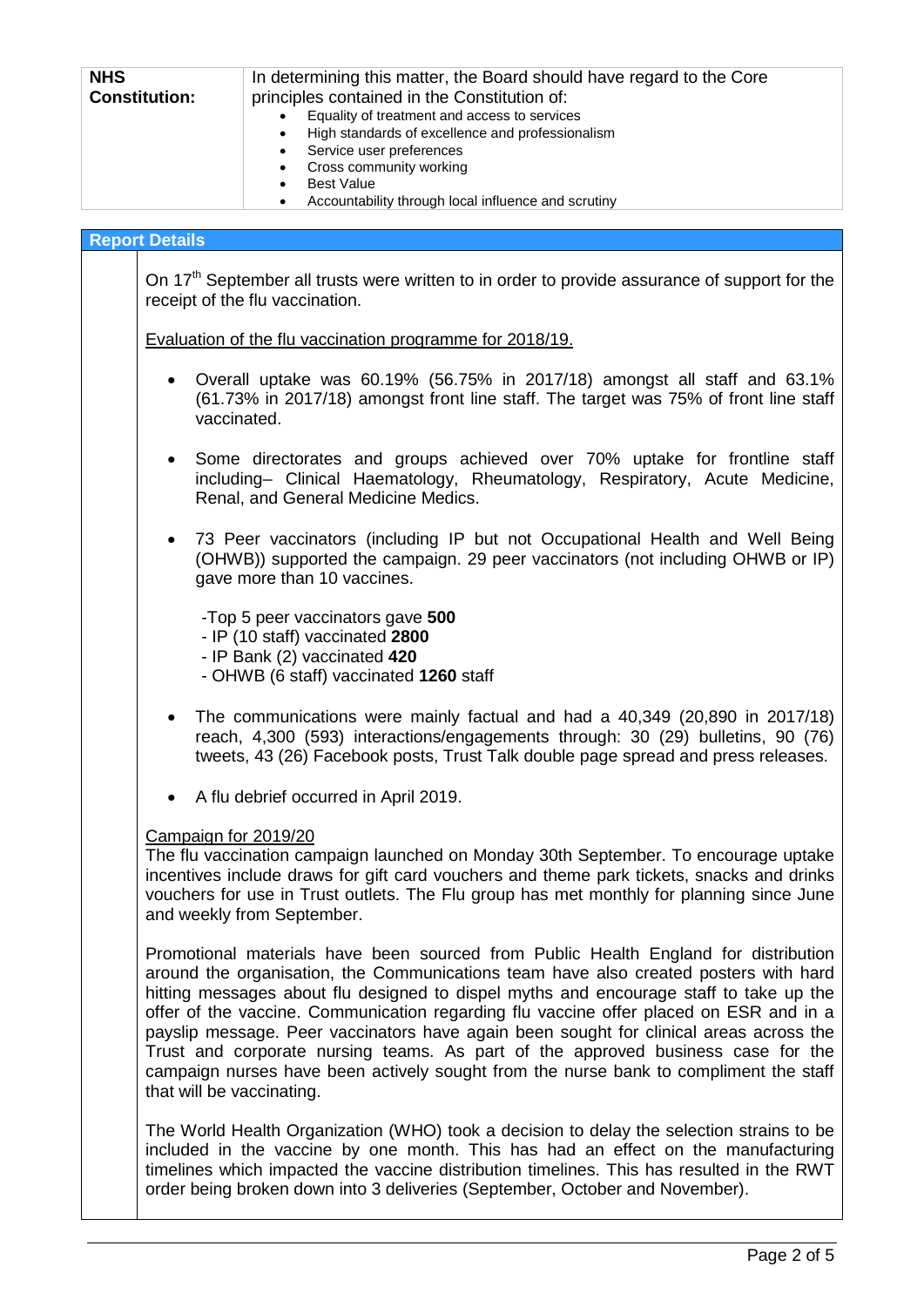| **NHS Constitution:** | In determining this matter, the Board should have regard to the Core principles contained in the Constitution of:<br>• Equality of treatment and access to services<br>• High standards of excellence and professionalism<br>• Service user preferences<br>• Cross community working<br>• Best Value<br>• Accountability through local influence and scrutiny |
|---|---|

## Report Details

On 17th September all trusts were written to in order to provide assurance of support for the receipt of the flu vaccination.

Evaluation of the flu vaccination programme for 2018/19.

- Overall uptake was 60.19% (56.75% in 2017/18) amongst all staff and 63.1% (61.73% in 2017/18) amongst front line staff. The target was 75% of front line staff vaccinated.

- Some directorates and groups achieved over 70% uptake for frontline staff including– Clinical Haematology, Rheumatology, Respiratory, Acute Medicine, Renal, and General Medicine Medics.

- 73 Peer vaccinators (including IP but not Occupational Health and Well Being (OHWB)) supported the campaign. 29 peer vaccinators (not including OHWB or IP) gave more than 10 vaccines.

  -Top 5 peer vaccinators gave **500**
  - IP (10 staff) vaccinated **2800**
  - IP Bank (2) vaccinated **420**
  - OHWB (6 staff) vaccinated **1260** staff

- The communications were mainly factual and had a 40,349 (20,890 in 2017/18) reach, 4,300 (593) interactions/engagements through: 30 (29) bulletins, 90 (76) tweets, 43 (26) Facebook posts, Trust Talk double page spread and press releases.

- A flu debrief occurred in April 2019.

Campaign for 2019/20

The flu vaccination campaign launched on Monday 30th September. To encourage uptake incentives include draws for gift card vouchers and theme park tickets, snacks and drinks vouchers for use in Trust outlets. The Flu group has met monthly for planning since June and weekly from September.

Promotional materials have been sourced from Public Health England for distribution around the organisation, the Communications team have also created posters with hard hitting messages about flu designed to dispel myths and encourage staff to take up the offer of the vaccine. Communication regarding flu vaccine offer placed on ESR and in a payslip message. Peer vaccinators have again been sought for clinical areas across the Trust and corporate nursing teams. As part of the approved business case for the campaign nurses have been actively sought from the nurse bank to compliment the staff that will be vaccinating.

The World Health Organization (WHO) took a decision to delay the selection strains to be included in the vaccine by one month. This has had an effect on the manufacturing timelines which impacted the vaccine distribution timelines. This has resulted in the RWT order being broken down into 3 deliveries (September, October and November).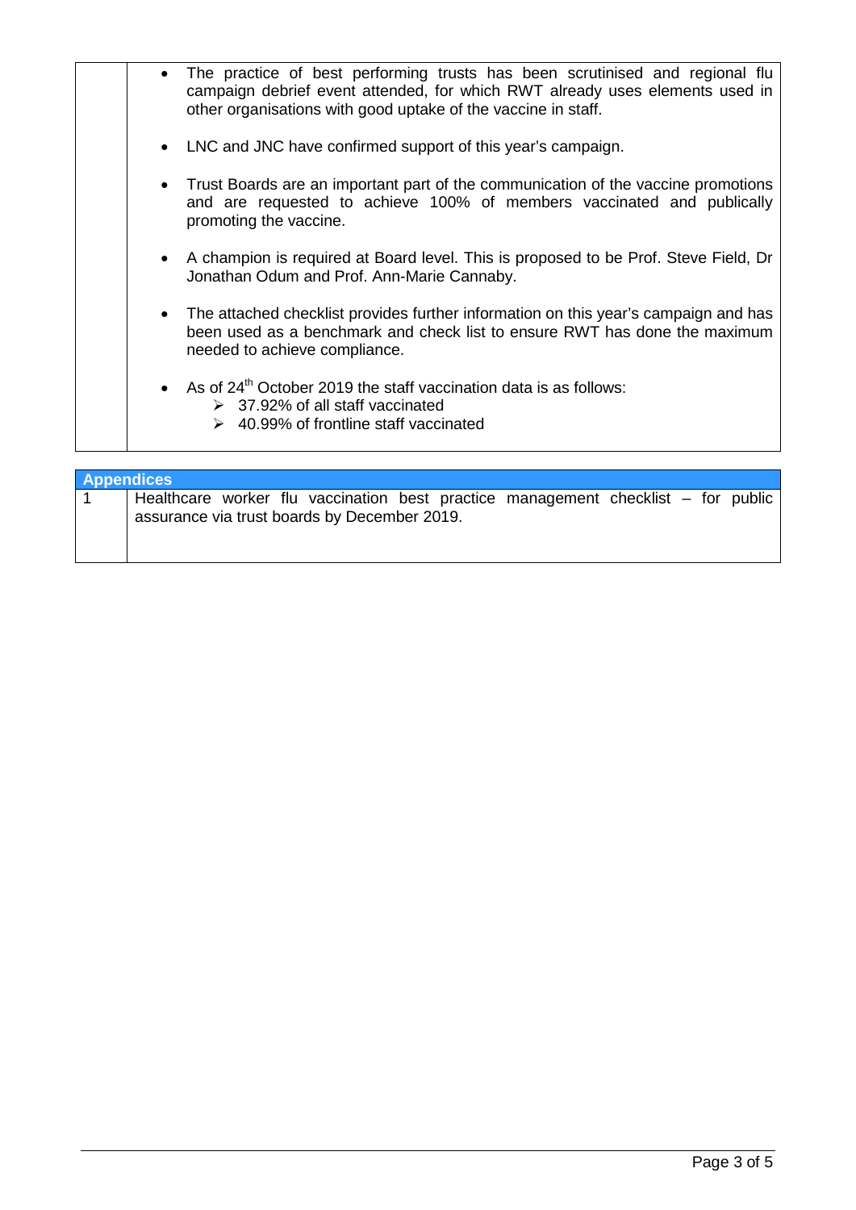| | |
|---|---|
| | • The practice of best performing trusts has been scrutinised and regional flu campaign debrief event attended, for which RWT already uses elements used in other organisations with good uptake of the vaccine in staff.<br><br>• LNC and JNC have confirmed support of this year's campaign.<br><br>• Trust Boards are an important part of the communication of the vaccine promotions and are requested to achieve 100% of members vaccinated and publically promoting the vaccine.<br><br>• A champion is required at Board level. This is proposed to be Prof. Steve Field, Dr Jonathan Odum and Prof. Ann-Marie Cannaby.<br><br>• The attached checklist provides further information on this year's campaign and has been used as a benchmark and check list to ensure RWT has done the maximum needed to achieve compliance.<br><br>• As of 24th October 2019 the staff vaccination data is as follows:<br>➢ 37.92% of all staff vaccinated<br>➢ 40.99% of frontline staff vaccinated |

| **Appendices** | |
|---|---|
| 1 | Healthcare worker flu vaccination best practice management checklist – for public assurance via trust boards by December 2019. |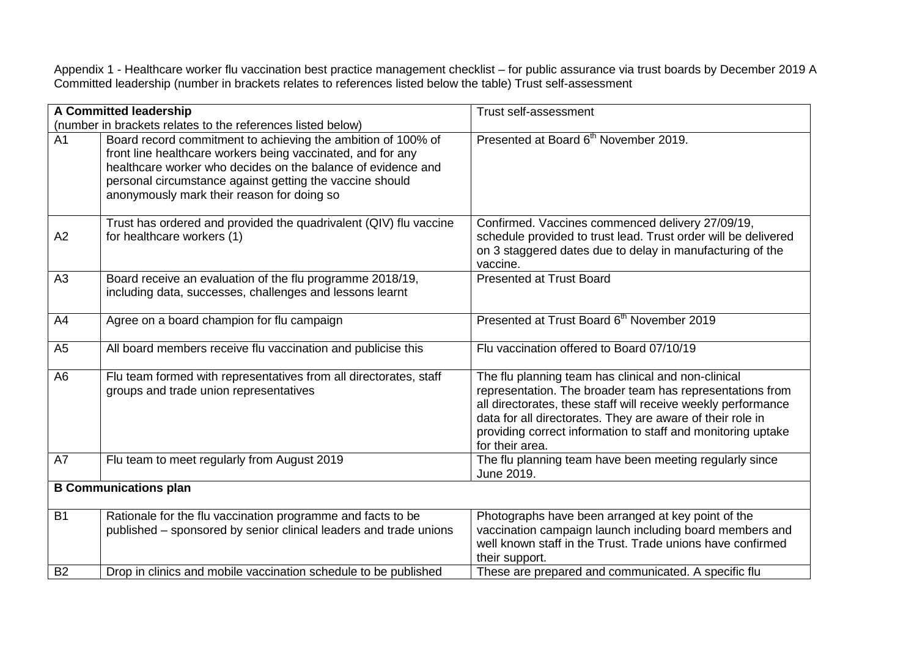Appendix 1 - Healthcare worker flu vaccination best practice management checklist – for public assurance via trust boards by December 2019 A Committed leadership (number in brackets relates to references listed below the table) Trust self-assessment

| **A Committed leadership** (number in brackets relates to the references listed below) | | Trust self-assessment |
|---|---|---|
| A1 | Board record commitment to achieving the ambition of 100% of front line healthcare workers being vaccinated, and for any healthcare worker who decides on the balance of evidence and personal circumstance against getting the vaccine should anonymously mark their reason for doing so | Presented at Board 6th November 2019. |
| A2 | Trust has ordered and provided the quadrivalent (QIV) flu vaccine for healthcare workers (1) | Confirmed. Vaccines commenced delivery 27/09/19, schedule provided to trust lead. Trust order will be delivered on 3 staggered dates due to delay in manufacturing of the vaccine. |
| A3 | Board receive an evaluation of the flu programme 2018/19, including data, successes, challenges and lessons learnt | Presented at Trust Board |
| A4 | Agree on a board champion for flu campaign | Presented at Trust Board 6th November 2019 |
| A5 | All board members receive flu vaccination and publicise this | Flu vaccination offered to Board 07/10/19 |
| A6 | Flu team formed with representatives from all directorates, staff groups and trade union representatives | The flu planning team has clinical and non-clinical representation. The broader team has representations from all directorates, these staff will receive weekly performance data for all directorates. They are aware of their role in providing correct information to staff and monitoring uptake for their area. |
| A7 | Flu team to meet regularly from August 2019 | The flu planning team have been meeting regularly since June 2019. |
| **B Communications plan** | | |
| B1 | Rationale for the flu vaccination programme and facts to be published – sponsored by senior clinical leaders and trade unions | Photographs have been arranged at key point of the vaccination campaign launch including board members and well known staff in the Trust. Trade unions have confirmed their support. |
| B2 | Drop in clinics and mobile vaccination schedule to be published | These are prepared and communicated. A specific flu |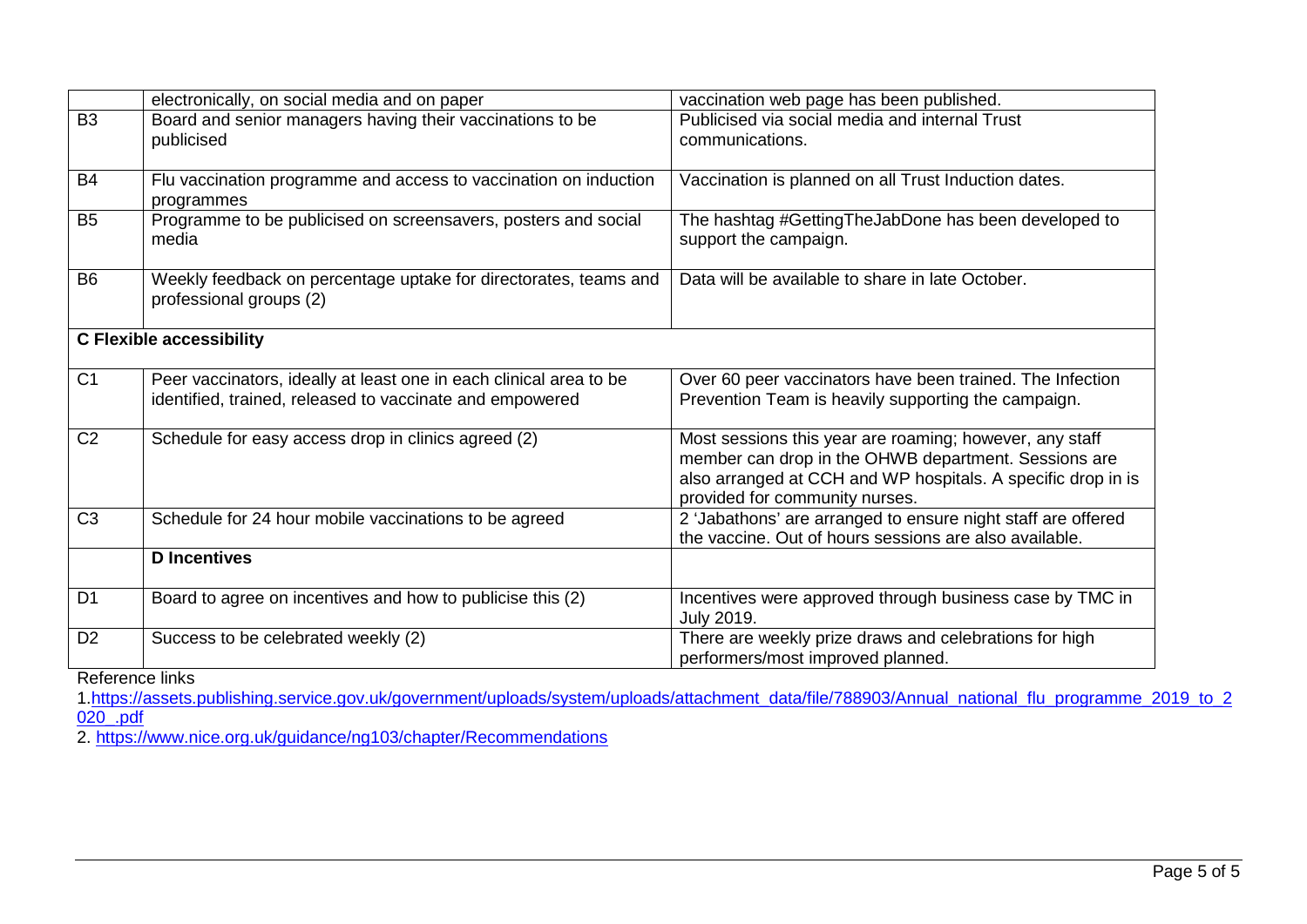| | | |
|---|---|---|
| | electronically, on social media and on paper | vaccination web page has been published. |
| B3 | Board and senior managers having their vaccinations to be publicised | Publicised via social media and internal Trust communications. |
| B4 | Flu vaccination programme and access to vaccination on induction programmes | Vaccination is planned on all Trust Induction dates. |
| B5 | Programme to be publicised on screensavers, posters and social media | The hashtag #GettingTheJabDone has been developed to support the campaign. |
| B6 | Weekly feedback on percentage uptake for directorates, teams and professional groups (2) | Data will be available to share in late October. |
| **C Flexible accessibility** | | |
| C1 | Peer vaccinators, ideally at least one in each clinical area to be identified, trained, released to vaccinate and empowered | Over 60 peer vaccinators have been trained. The Infection Prevention Team is heavily supporting the campaign. |
| C2 | Schedule for easy access drop in clinics agreed (2) | Most sessions this year are roaming; however, any staff member can drop in the OHWB department. Sessions are also arranged at CCH and WP hospitals. A specific drop in is provided for community nurses. |
| C3 | Schedule for 24 hour mobile vaccinations to be agreed | 2 'Jabathons' are arranged to ensure night staff are offered the vaccine. Out of hours sessions are also available. |
| | **D Incentives** | |
| D1 | Board to agree on incentives and how to publicise this (2) | Incentives were approved through business case by TMC in July 2019. |
| D2 | Success to be celebrated weekly (2) | There are weekly prize draws and celebrations for high performers/most improved planned. |

Reference links

1. https://assets.publishing.service.gov.uk/government/uploads/system/uploads/attachment_data/file/788903/Annual_national_flu_programme_2019_to_2020_.pdf
2. https://www.nice.org.uk/guidance/ng103/chapter/Recommendations